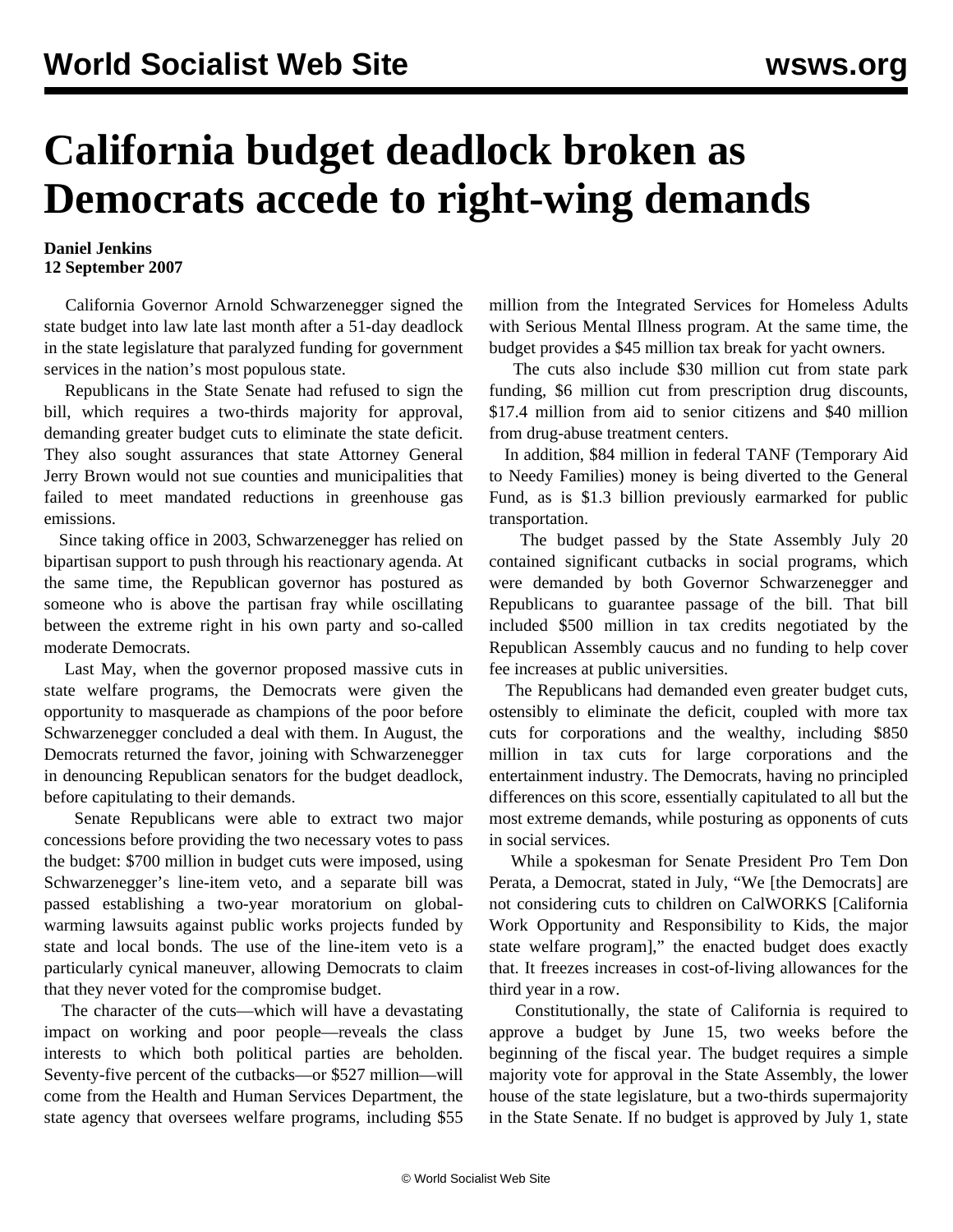# California budget deadlock broken as Democrats accede to right-wing demands

**Daniel Jenkins**
**12 September 2007**

California Governor Arnold Schwarzenegger signed the state budget into law late last month after a 51-day deadlock in the state legislature that paralyzed funding for government services in the nation's most populous state.

Republicans in the State Senate had refused to sign the bill, which requires a two-thirds majority for approval, demanding greater budget cuts to eliminate the state deficit. They also sought assurances that state Attorney General Jerry Brown would not sue counties and municipalities that failed to meet mandated reductions in greenhouse gas emissions.

Since taking office in 2003, Schwarzenegger has relied on bipartisan support to push through his reactionary agenda. At the same time, the Republican governor has postured as someone who is above the partisan fray while oscillating between the extreme right in his own party and so-called moderate Democrats.

Last May, when the governor proposed massive cuts in state welfare programs, the Democrats were given the opportunity to masquerade as champions of the poor before Schwarzenegger concluded a deal with them. In August, the Democrats returned the favor, joining with Schwarzenegger in denouncing Republican senators for the budget deadlock, before capitulating to their demands.

Senate Republicans were able to extract two major concessions before providing the two necessary votes to pass the budget: $700 million in budget cuts were imposed, using Schwarzenegger's line-item veto, and a separate bill was passed establishing a two-year moratorium on global-warming lawsuits against public works projects funded by state and local bonds. The use of the line-item veto is a particularly cynical maneuver, allowing Democrats to claim that they never voted for the compromise budget.

The character of the cuts—which will have a devastating impact on working and poor people—reveals the class interests to which both political parties are beholden. Seventy-five percent of the cutbacks—or $527 million—will come from the Health and Human Services Department, the state agency that oversees welfare programs, including $55 million from the Integrated Services for Homeless Adults with Serious Mental Illness program. At the same time, the budget provides a $45 million tax break for yacht owners.

The cuts also include $30 million cut from state park funding, $6 million cut from prescription drug discounts, $17.4 million from aid to senior citizens and $40 million from drug-abuse treatment centers.

In addition, $84 million in federal TANF (Temporary Aid to Needy Families) money is being diverted to the General Fund, as is $1.3 billion previously earmarked for public transportation.

The budget passed by the State Assembly July 20 contained significant cutbacks in social programs, which were demanded by both Governor Schwarzenegger and Republicans to guarantee passage of the bill. That bill included $500 million in tax credits negotiated by the Republican Assembly caucus and no funding to help cover fee increases at public universities.

The Republicans had demanded even greater budget cuts, ostensibly to eliminate the deficit, coupled with more tax cuts for corporations and the wealthy, including $850 million in tax cuts for large corporations and the entertainment industry. The Democrats, having no principled differences on this score, essentially capitulated to all but the most extreme demands, while posturing as opponents of cuts in social services.

While a spokesman for Senate President Pro Tem Don Perata, a Democrat, stated in July, "We [the Democrats] are not considering cuts to children on CalWORKS [California Work Opportunity and Responsibility to Kids, the major state welfare program]," the enacted budget does exactly that. It freezes increases in cost-of-living allowances for the third year in a row.

Constitutionally, the state of California is required to approve a budget by June 15, two weeks before the beginning of the fiscal year. The budget requires a simple majority vote for approval in the State Assembly, the lower house of the state legislature, but a two-thirds supermajority in the State Senate. If no budget is approved by July 1, state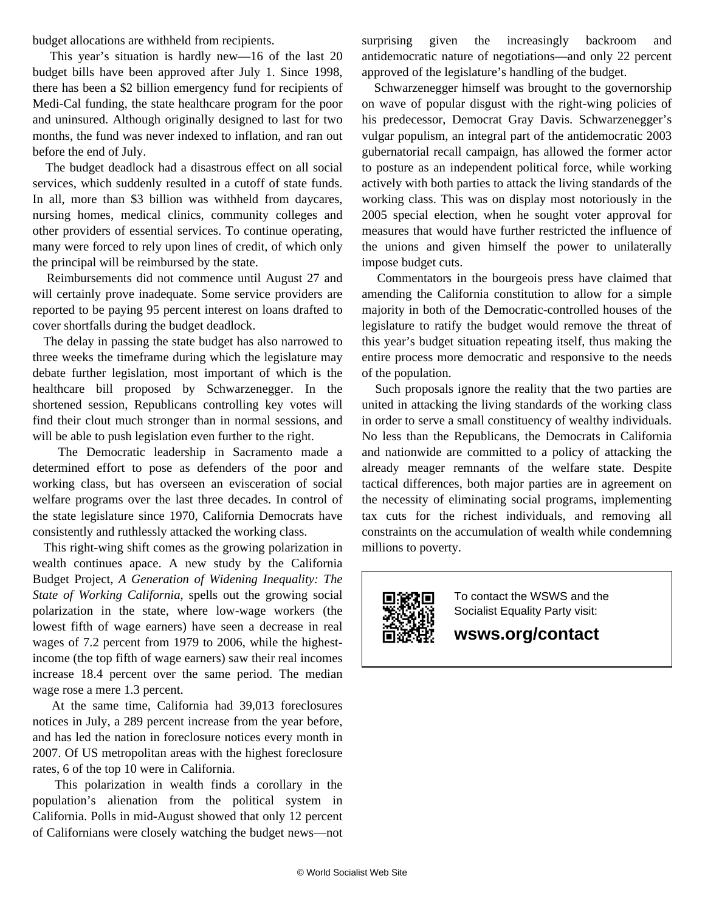budget allocations are withheld from recipients.

This year's situation is hardly new—16 of the last 20 budget bills have been approved after July 1. Since 1998, there has been a $2 billion emergency fund for recipients of Medi-Cal funding, the state healthcare program for the poor and uninsured. Although originally designed to last for two months, the fund was never indexed to inflation, and ran out before the end of July.

The budget deadlock had a disastrous effect on all social services, which suddenly resulted in a cutoff of state funds. In all, more than $3 billion was withheld from daycares, nursing homes, medical clinics, community colleges and other providers of essential services. To continue operating, many were forced to rely upon lines of credit, of which only the principal will be reimbursed by the state.

Reimbursements did not commence until August 27 and will certainly prove inadequate. Some service providers are reported to be paying 95 percent interest on loans drafted to cover shortfalls during the budget deadlock.

The delay in passing the state budget has also narrowed to three weeks the timeframe during which the legislature may debate further legislation, most important of which is the healthcare bill proposed by Schwarzenegger. In the shortened session, Republicans controlling key votes will find their clout much stronger than in normal sessions, and will be able to push legislation even further to the right.

The Democratic leadership in Sacramento made a determined effort to pose as defenders of the poor and working class, but has overseen an evisceration of social welfare programs over the last three decades. In control of the state legislature since 1970, California Democrats have consistently and ruthlessly attacked the working class.

This right-wing shift comes as the growing polarization in wealth continues apace. A new study by the California Budget Project, *A Generation of Widening Inequality: The State of Working California*, spells out the growing social polarization in the state, where low-wage workers (the lowest fifth of wage earners) have seen a decrease in real wages of 7.2 percent from 1979 to 2006, while the highest-income (the top fifth of wage earners) saw their real incomes increase 18.4 percent over the same period. The median wage rose a mere 1.3 percent.

At the same time, California had 39,013 foreclosures notices in July, a 289 percent increase from the year before, and has led the nation in foreclosure notices every month in 2007. Of US metropolitan areas with the highest foreclosure rates, 6 of the top 10 were in California.

This polarization in wealth finds a corollary in the population's alienation from the political system in California. Polls in mid-August showed that only 12 percent of Californians were closely watching the budget news—not surprising given the increasingly backroom and antidemocratic nature of negotiations—and only 22 percent approved of the legislature's handling of the budget.

Schwarzenegger himself was brought to the governorship on wave of popular disgust with the right-wing policies of his predecessor, Democrat Gray Davis. Schwarzenegger's vulgar populism, an integral part of the antidemocratic 2003 gubernatorial recall campaign, has allowed the former actor to posture as an independent political force, while working actively with both parties to attack the living standards of the working class. This was on display most notoriously in the 2005 special election, when he sought voter approval for measures that would have further restricted the influence of the unions and given himself the power to unilaterally impose budget cuts.

Commentators in the bourgeois press have claimed that amending the California constitution to allow for a simple majority in both of the Democratic-controlled houses of the legislature to ratify the budget would remove the threat of this year's budget situation repeating itself, thus making the entire process more democratic and responsive to the needs of the population.

Such proposals ignore the reality that the two parties are united in attacking the living standards of the working class in order to serve a small constituency of wealthy individuals. No less than the Republicans, the Democrats in California and nationwide are committed to a policy of attacking the already meager remnants of the welfare state. Despite tactical differences, both major parties are in agreement on the necessity of eliminating social programs, implementing tax cuts for the richest individuals, and removing all constraints on the accumulation of wealth while condemning millions to poverty.

To contact the WSWS and the Socialist Equality Party visit:

**wsws.org/contact**